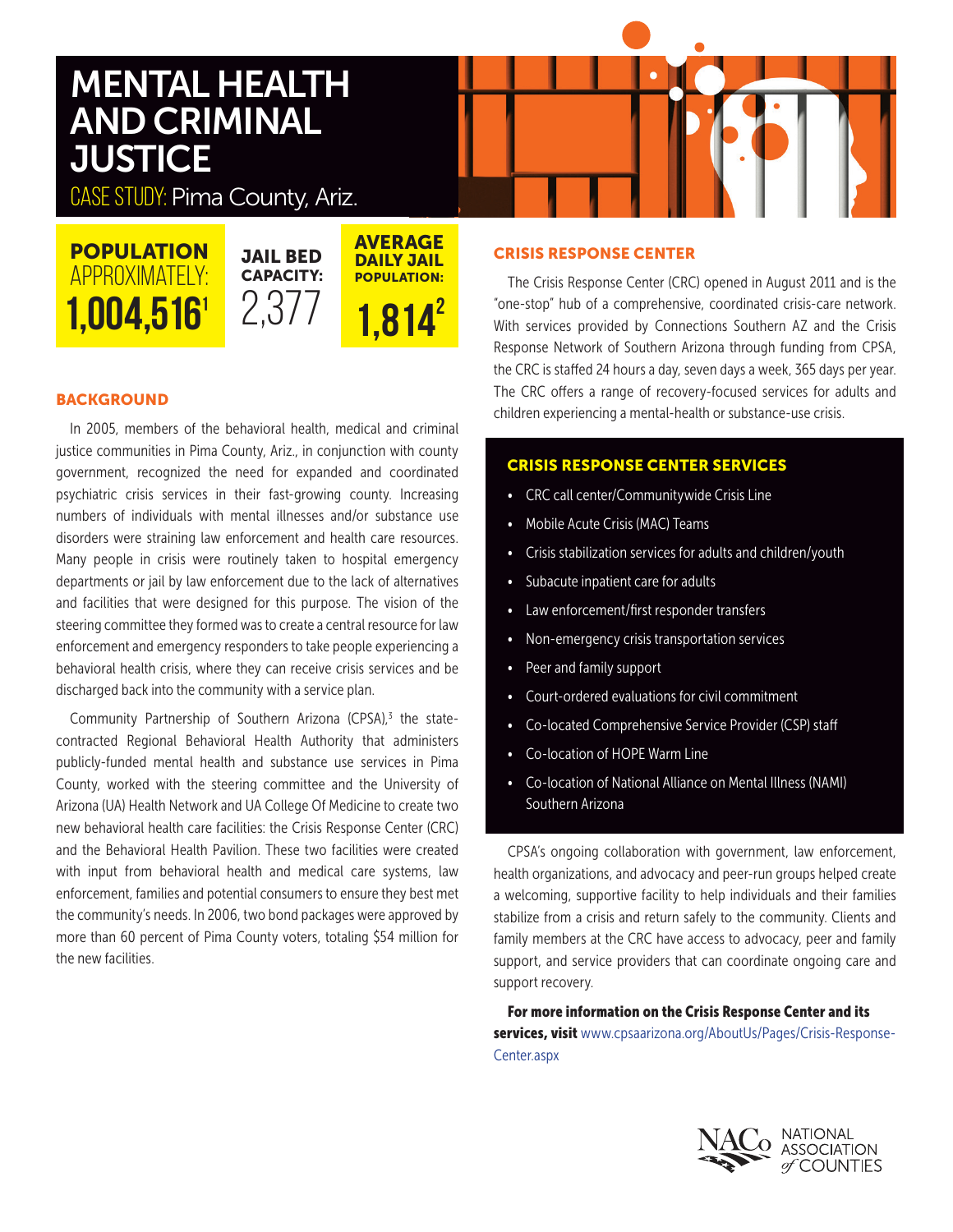# MENTAL HEALTH AND CRIMINAL JUSTICE

CASE STUDY: Pima County, Ariz.

**POPULATION** APPROXIMATELY: **1,004,516**[1]

**JAIL BED CAPACITY:** 2,377

**AVERAGE DAILY JAIL POPULATION:** **1,814**[2]

## BACKGROUND

In 2005, members of the behavioral health, medical and criminal justice communities in Pima County, Ariz., in conjunction with county government, recognized the need for expanded and coordinated psychiatric crisis services in their fast-growing county. Increasing numbers of individuals with mental illnesses and/or substance use disorders were straining law enforcement and health care resources. Many people in crisis were routinely taken to hospital emergency departments or jail by law enforcement due to the lack of alternatives and facilities that were designed for this purpose. The vision of the steering committee they formed was to create a central resource for law enforcement and emergency responders to take people experiencing a behavioral health crisis, where they can receive crisis services and be discharged back into the community with a service plan.

Community Partnership of Southern Arizona (CPSA),[3] the state-contracted Regional Behavioral Health Authority that administers publicly-funded mental health and substance use services in Pima County, worked with the steering committee and the University of Arizona (UA) Health Network and UA College Of Medicine to create two new behavioral health care facilities: the Crisis Response Center (CRC) and the Behavioral Health Pavilion. These two facilities were created with input from behavioral health and medical care systems, law enforcement, families and potential consumers to ensure they best met the community's needs. In 2006, two bond packages were approved by more than 60 percent of Pima County voters, totaling $54 million for the new facilities.

## CRISIS RESPONSE CENTER

The Crisis Response Center (CRC) opened in August 2011 and is the "one-stop" hub of a comprehensive, coordinated crisis-care network. With services provided by Connections Southern AZ and the Crisis Response Network of Southern Arizona through funding from CPSA, the CRC is staffed 24 hours a day, seven days a week, 365 days per year. The CRC offers a range of recovery-focused services for adults and children experiencing a mental-health or substance-use crisis.

### CRISIS RESPONSE CENTER SERVICES

- CRC call center/Communitywide Crisis Line
- Mobile Acute Crisis (MAC) Teams
- Crisis stabilization services for adults and children/youth
- Subacute inpatient care for adults
- Law enforcement/first responder transfers
- Non-emergency crisis transportation services
- Peer and family support
- Court-ordered evaluations for civil commitment
- Co-located Comprehensive Service Provider (CSP) staff
- Co-location of HOPE Warm Line
- Co-location of National Alliance on Mental Illness (NAMI) Southern Arizona

CPSA's ongoing collaboration with government, law enforcement, health organizations, and advocacy and peer-run groups helped create a welcoming, supportive facility to help individuals and their families stabilize from a crisis and return safely to the community. Clients and family members at the CRC have access to advocacy, peer and family support, and service providers that can coordinate ongoing care and support recovery.

**For more information on the Crisis Response Center and its services, visit** www.cpsaarizona.org/AboutUs/Pages/Crisis-Response-Center.aspx

NACo NATIONAL ASSOCIATION of COUNTIES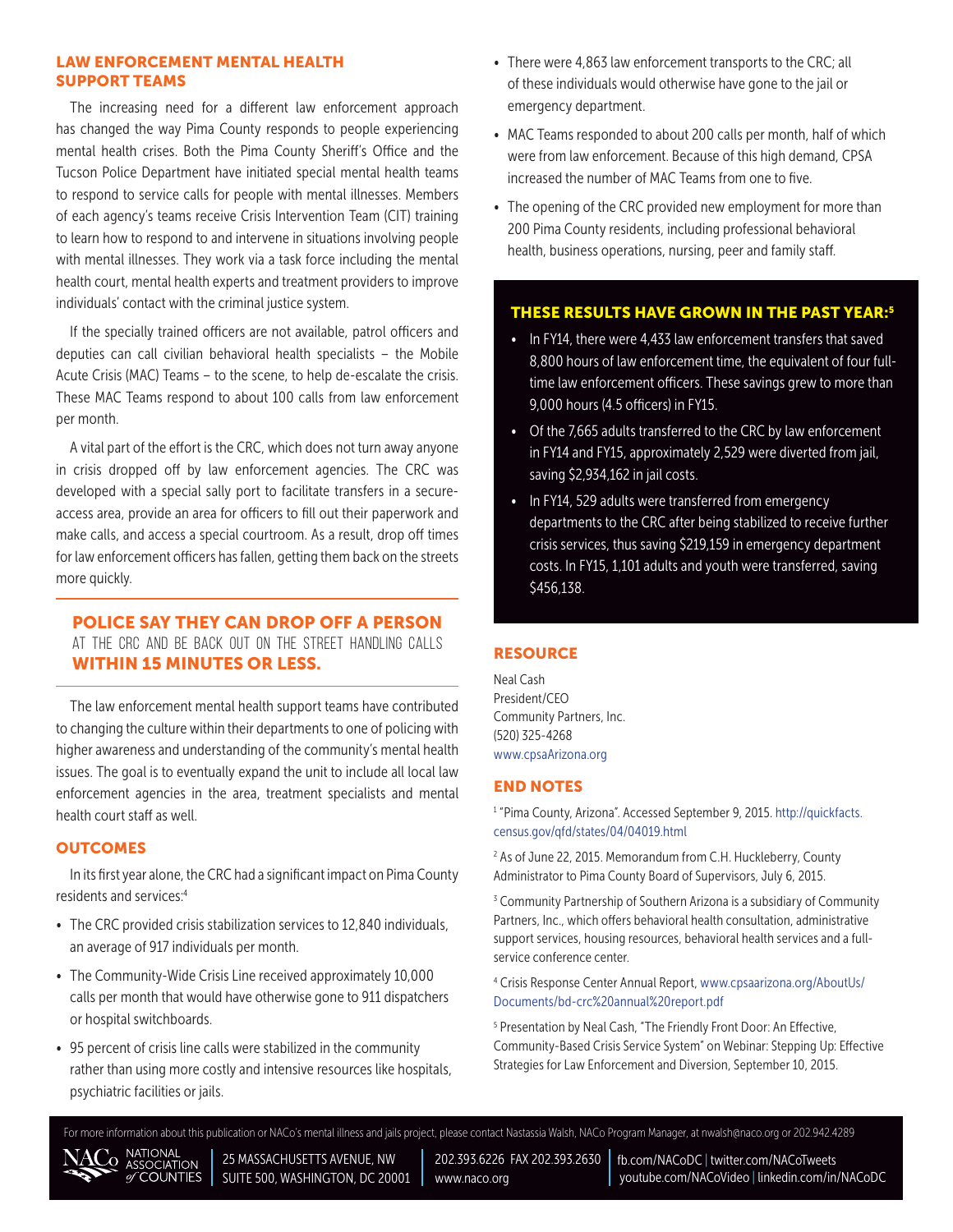## LAW ENFORCEMENT MENTAL HEALTH SUPPORT TEAMS

The increasing need for a different law enforcement approach has changed the way Pima County responds to people experiencing mental health crises. Both the Pima County Sheriff's Office and the Tucson Police Department have initiated special mental health teams to respond to service calls for people with mental illnesses. Members of each agency's teams receive Crisis Intervention Team (CIT) training to learn how to respond to and intervene in situations involving people with mental illnesses. They work via a task force including the mental health court, mental health experts and treatment providers to improve individuals' contact with the criminal justice system.

If the specially trained officers are not available, patrol officers and deputies can call civilian behavioral health specialists – the Mobile Acute Crisis (MAC) Teams – to the scene, to help de-escalate the crisis. These MAC Teams respond to about 100 calls from law enforcement per month.

A vital part of the effort is the CRC, which does not turn away anyone in crisis dropped off by law enforcement agencies. The CRC was developed with a special sally port to facilitate transfers in a secure-access area, provide an area for officers to fill out their paperwork and make calls, and access a special courtroom. As a result, drop off times for law enforcement officers has fallen, getting them back on the streets more quickly.

**POLICE SAY THEY CAN DROP OFF A PERSON** AT THE CRC AND BE BACK OUT ON THE STREET HANDLING CALLS **WITHIN 15 MINUTES OR LESS.**

The law enforcement mental health support teams have contributed to changing the culture within their departments to one of policing with higher awareness and understanding of the community's mental health issues. The goal is to eventually expand the unit to include all local law enforcement agencies in the area, treatment specialists and mental health court staff as well.

## OUTCOMES

In its first year alone, the CRC had a significant impact on Pima County residents and services:[4]

- The CRC provided crisis stabilization services to 12,840 individuals, an average of 917 individuals per month.
- The Community-Wide Crisis Line received approximately 10,000 calls per month that would have otherwise gone to 911 dispatchers or hospital switchboards.
- 95 percent of crisis line calls were stabilized in the community rather than using more costly and intensive resources like hospitals, psychiatric facilities or jails.
- There were 4,863 law enforcement transports to the CRC; all of these individuals would otherwise have gone to the jail or emergency department.
- MAC Teams responded to about 200 calls per month, half of which were from law enforcement. Because of this high demand, CPSA increased the number of MAC Teams from one to five.
- The opening of the CRC provided new employment for more than 200 Pima County residents, including professional behavioral health, business operations, nursing, peer and family staff.

### THESE RESULTS HAVE GROWN IN THE PAST YEAR:[5]

- In FY14, there were 4,433 law enforcement transfers that saved 8,800 hours of law enforcement time, the equivalent of four full-time law enforcement officers. These savings grew to more than 9,000 hours (4.5 officers) in FY15.
- Of the 7,665 adults transferred to the CRC by law enforcement in FY14 and FY15, approximately 2,529 were diverted from jail, saving $2,934,162 in jail costs.
- In FY14, 529 adults were transferred from emergency departments to the CRC after being stabilized to receive further crisis services, thus saving $219,159 in emergency department costs. In FY15, 1,101 adults and youth were transferred, saving $456,138.

## RESOURCE

Neal Cash
President/CEO
Community Partners, Inc.
(520) 325-4268
www.cpsaArizona.org

## END NOTES

[1] "Pima County, Arizona". Accessed September 9, 2015. http://quickfacts.census.gov/qfd/states/04/04019.html

[2] As of June 22, 2015. Memorandum from C.H. Huckleberry, County Administrator to Pima County Board of Supervisors, July 6, 2015.

[3] Community Partnership of Southern Arizona is a subsidiary of Community Partners, Inc., which offers behavioral health consultation, administrative support services, housing resources, behavioral health services and a full-service conference center.

[4] Crisis Response Center Annual Report, www.cpsaarizona.org/AboutUs/Documents/bd-crc%20annual%20report.pdf

[5] Presentation by Neal Cash, "The Friendly Front Door: An Effective, Community-Based Crisis Service System" on Webinar: Stepping Up: Effective Strategies for Law Enforcement and Diversion, September 10, 2015.

For more information about this publication or NACo's mental illness and jails project, please contact Nastassia Walsh, NACo Program Manager, at nwalsh@naco.org or 202.942.4289

NACo NATIONAL ASSOCIATION of COUNTIES | 25 MASSACHUSETTS AVENUE, NW SUITE 500, WASHINGTON, DC 20001 | 202.393.6226 FAX 202.393.2630 www.naco.org | fb.com/NACoDC | twitter.com/NACoTweets youtube.com/NACoVideo | linkedin.com/in/NACoDC